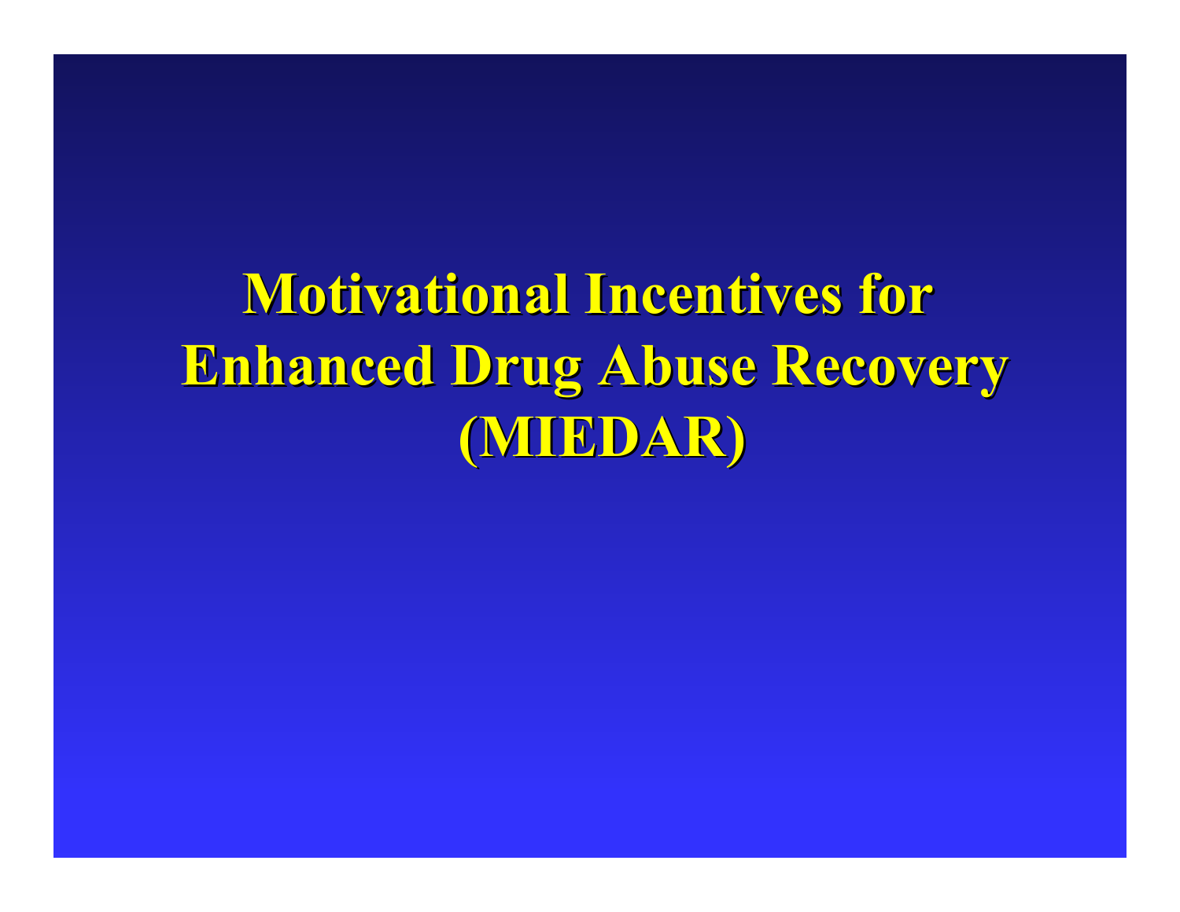# Motivational Incentives for Enhanced Drug Abuse Recovery (MIEDAR)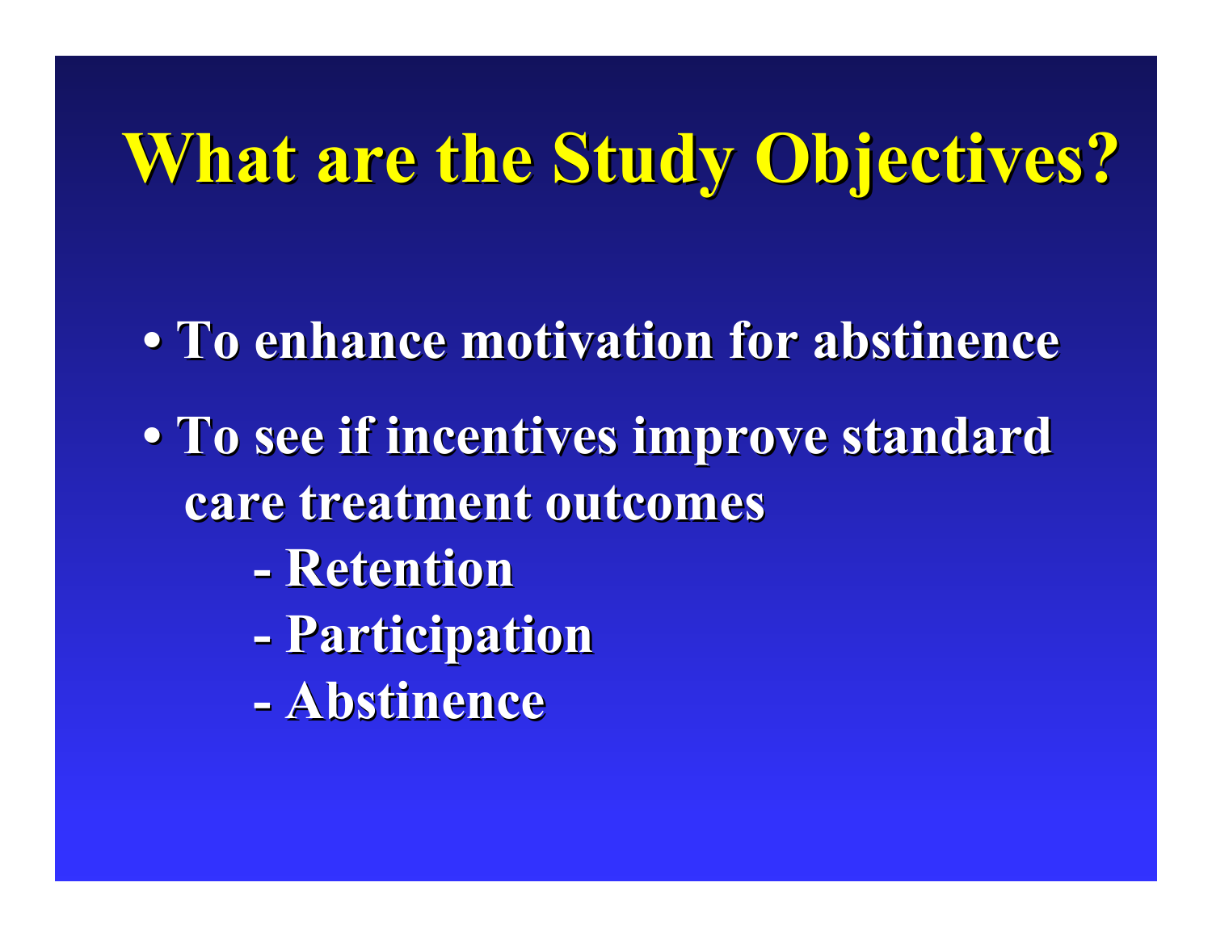# What are the Study Objectives?

- To enhance motivation for abstinence
- To see if incentives improve standard care treatment outcomes
  - Retention
  - Participation
  - Abstinence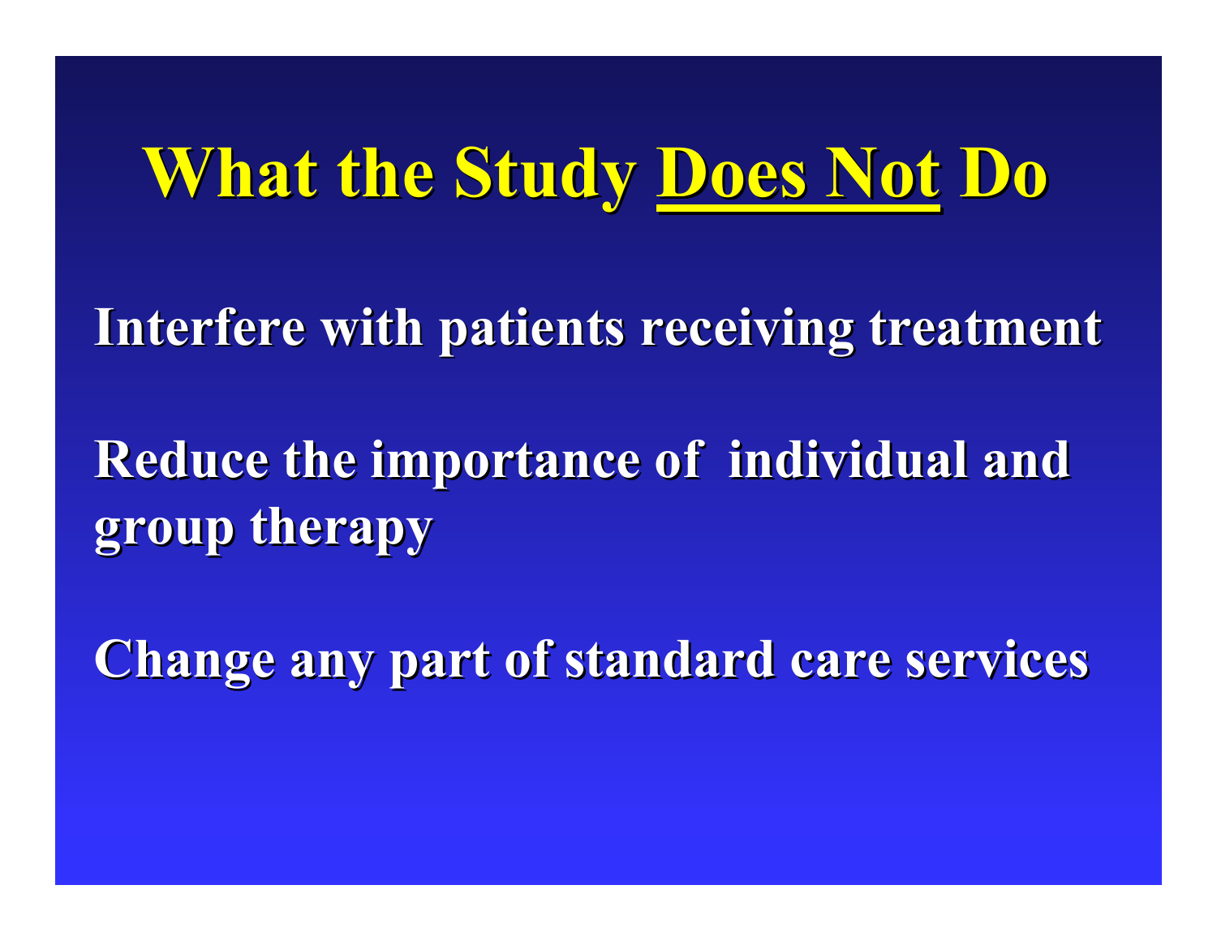# What the Study <u>Does Not</u> Do

Interfere with patients receiving treatment

Reduce the importance of individual and group therapy

Change any part of standard care services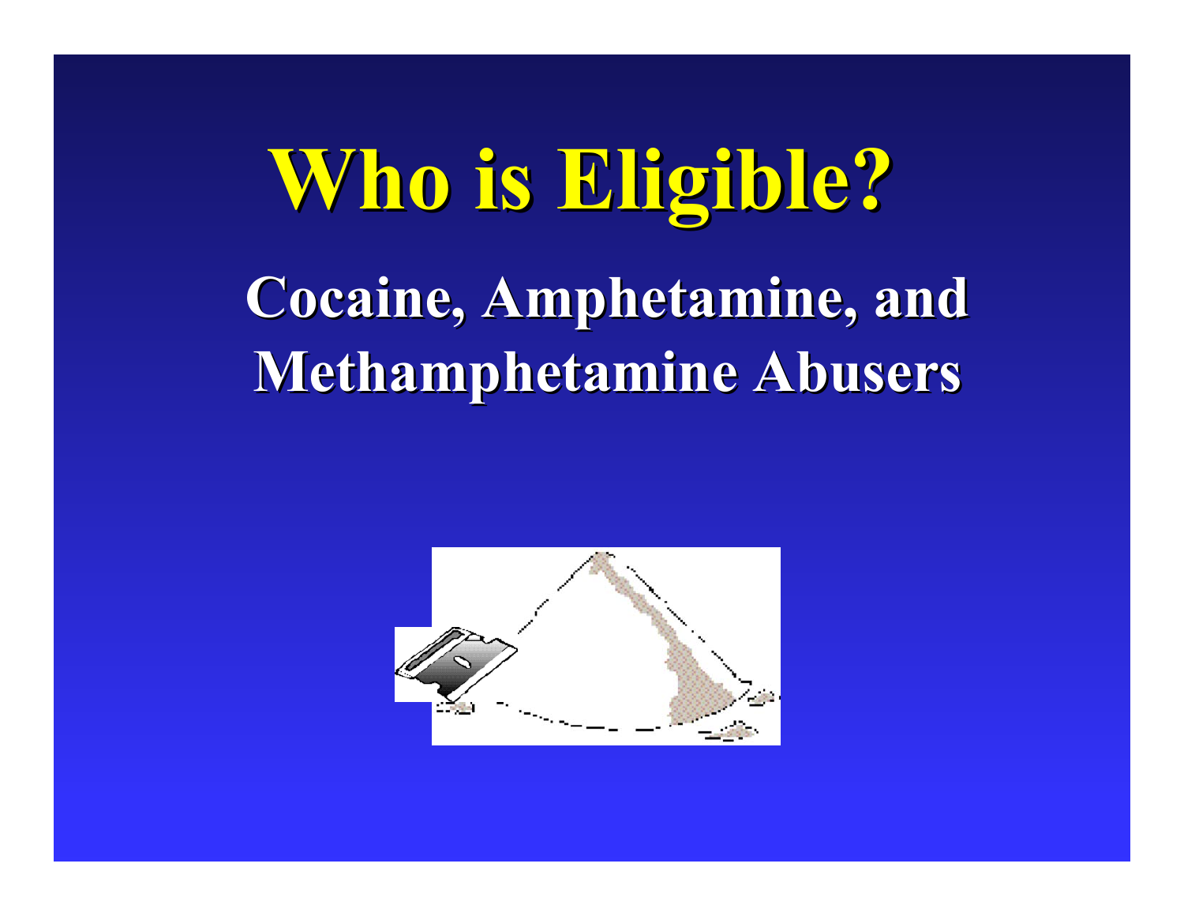# Who is Eligible?

## Cocaine, Amphetamine, and Methamphetamine Abusers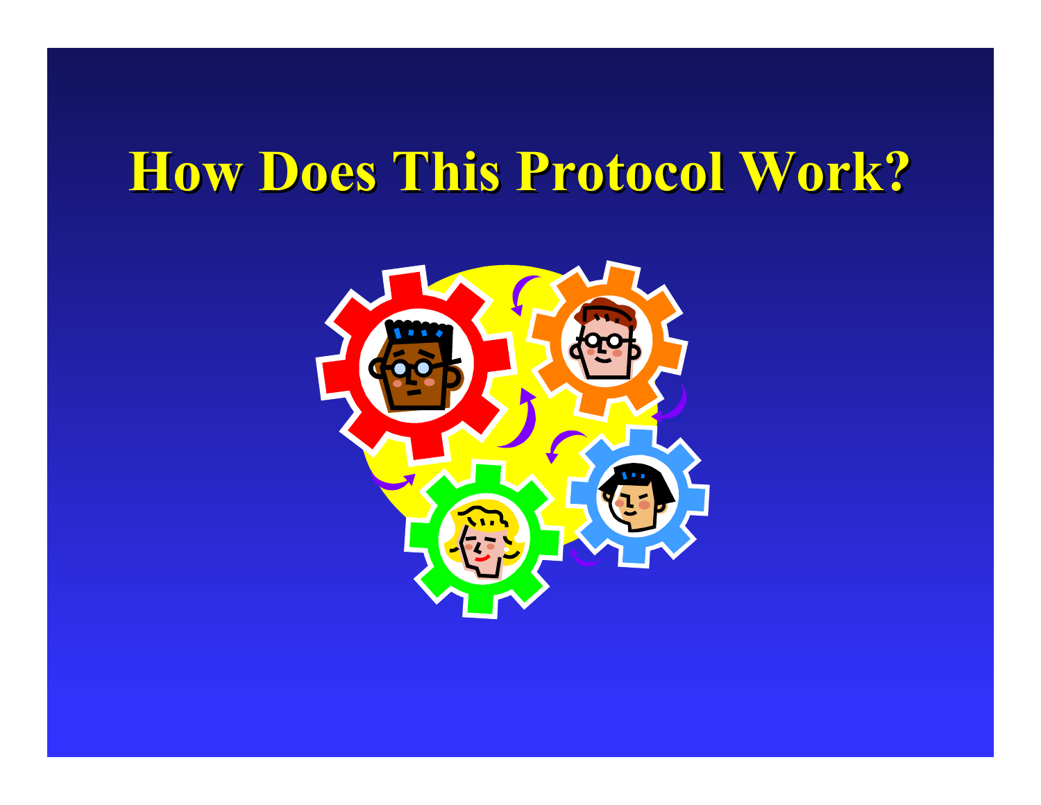# How Does This Protocol Work?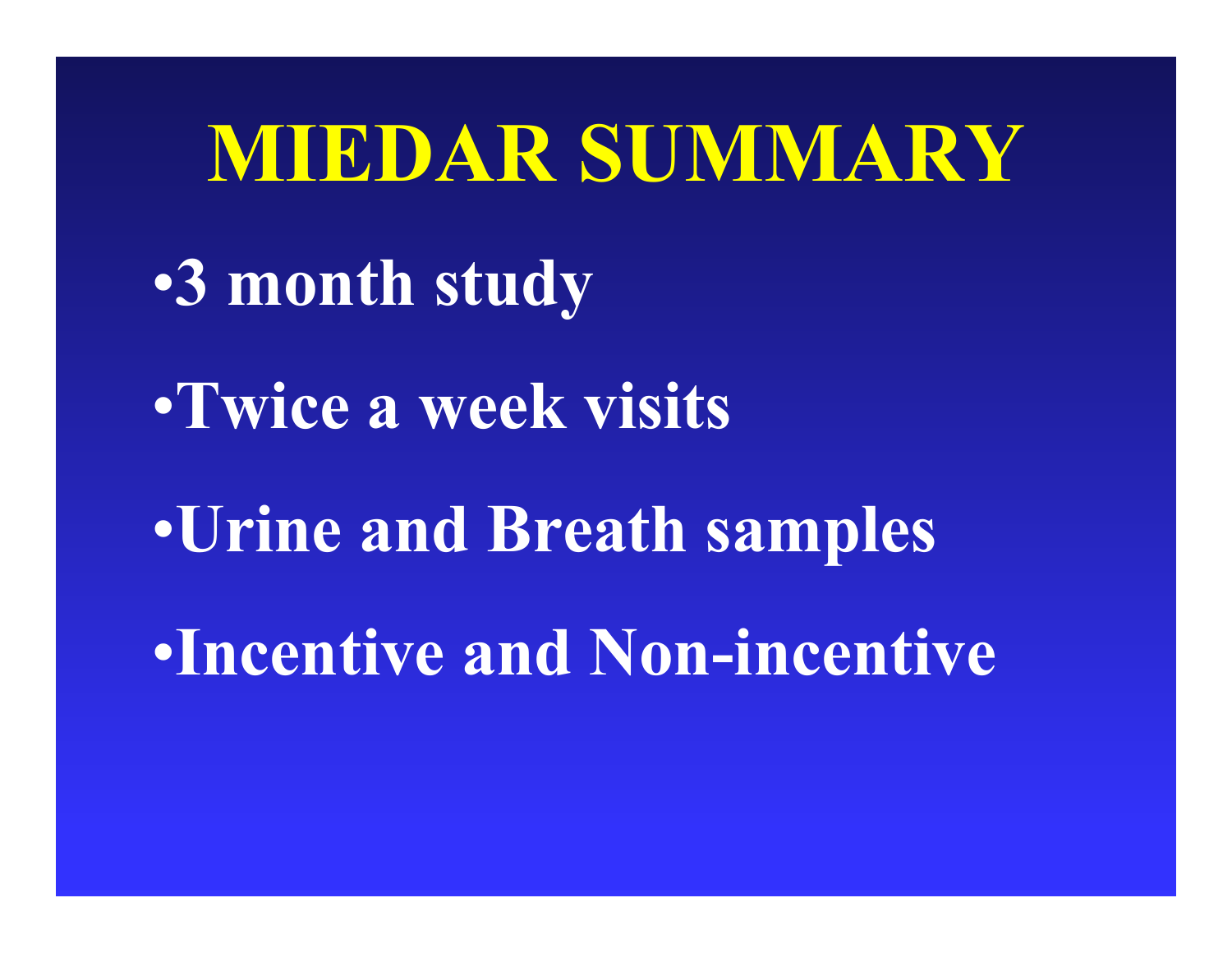# MIEDAR SUMMARY

- 3 month study
- Twice a week visits
- Urine and Breath samples
- Incentive and Non-incentive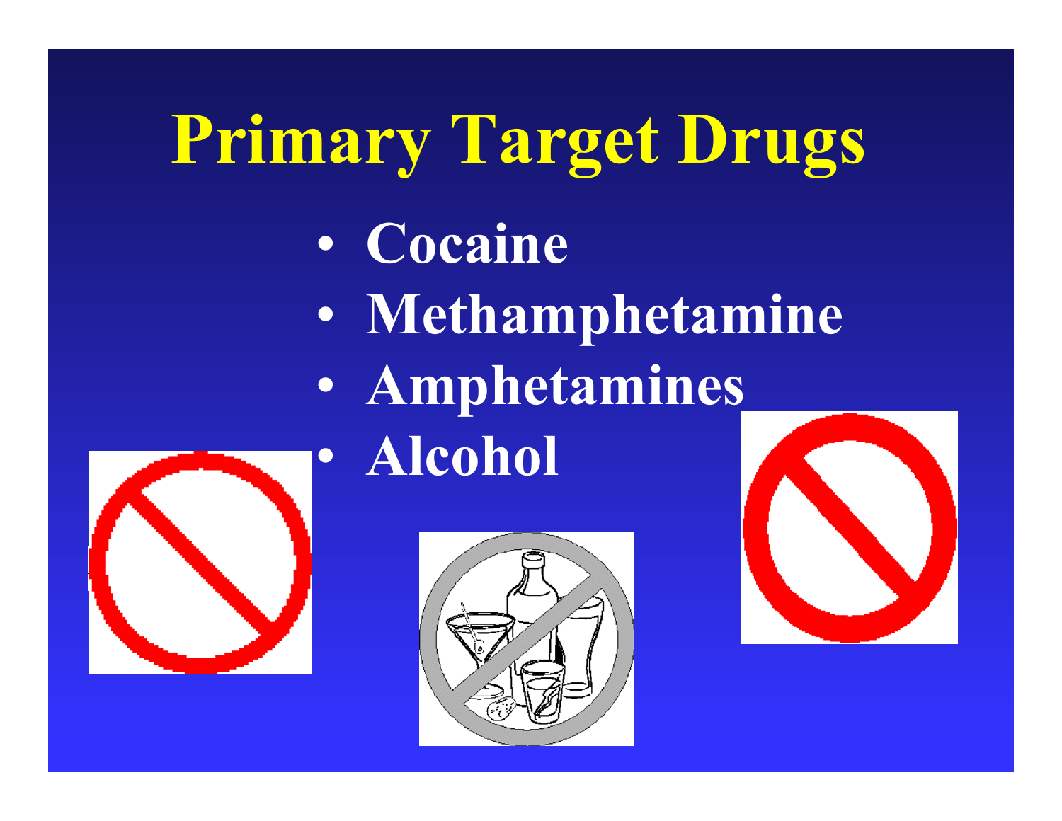# Primary Target Drugs

- Cocaine
- Methamphetamine
- Amphetamines
- Alcohol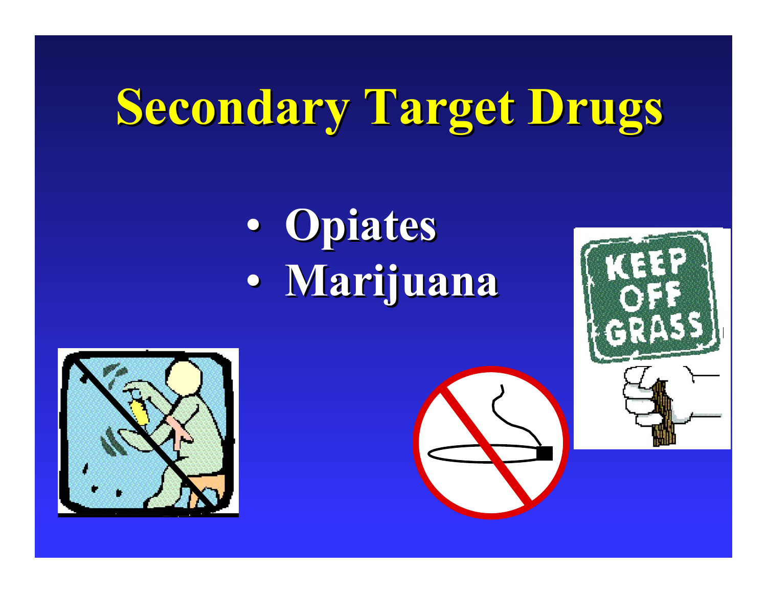# Secondary Target Drugs

- Opiates
- Marijuana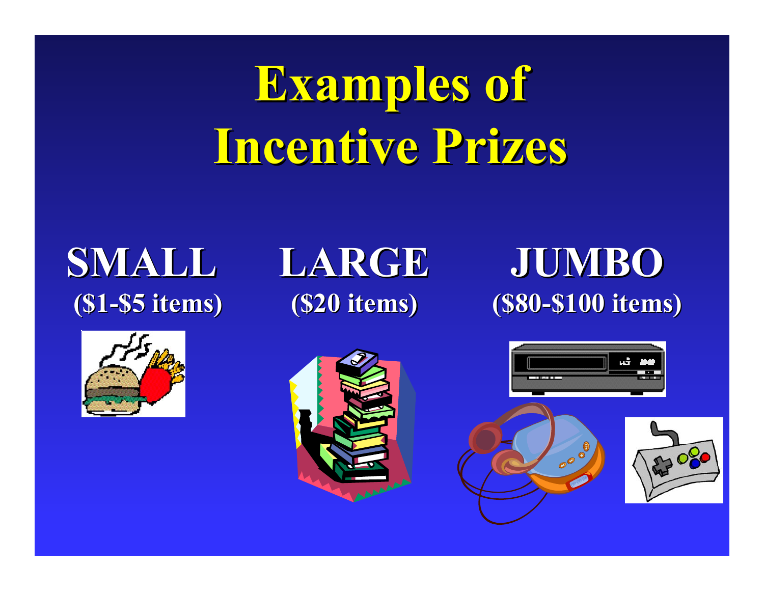# Examples of Incentive Prizes

**SMALL**
**($1-$5 items)**

**LARGE**
**($20 items)**

**JUMBO**
**($80-$100 items)**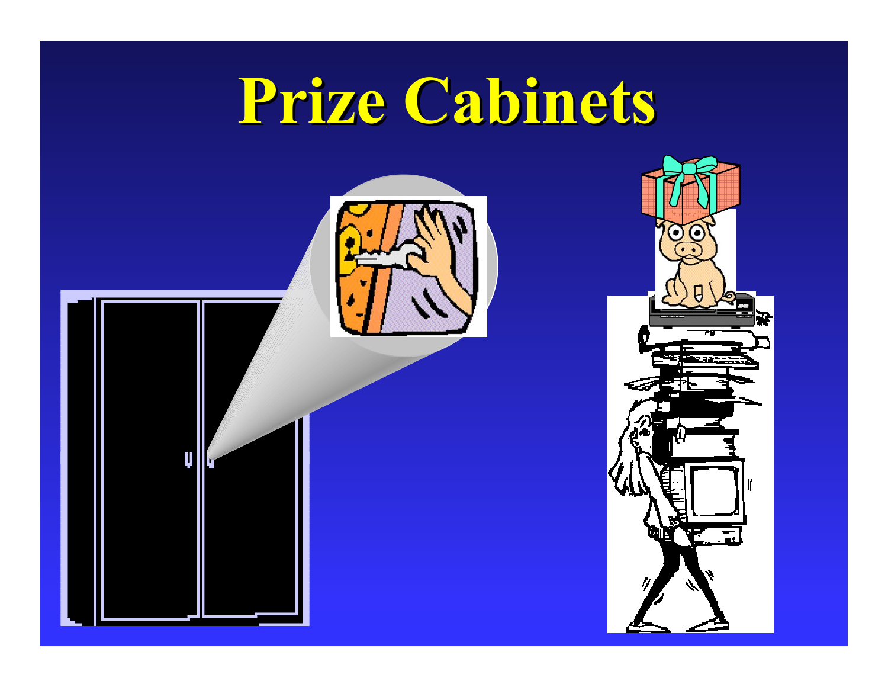# Prize Cabinets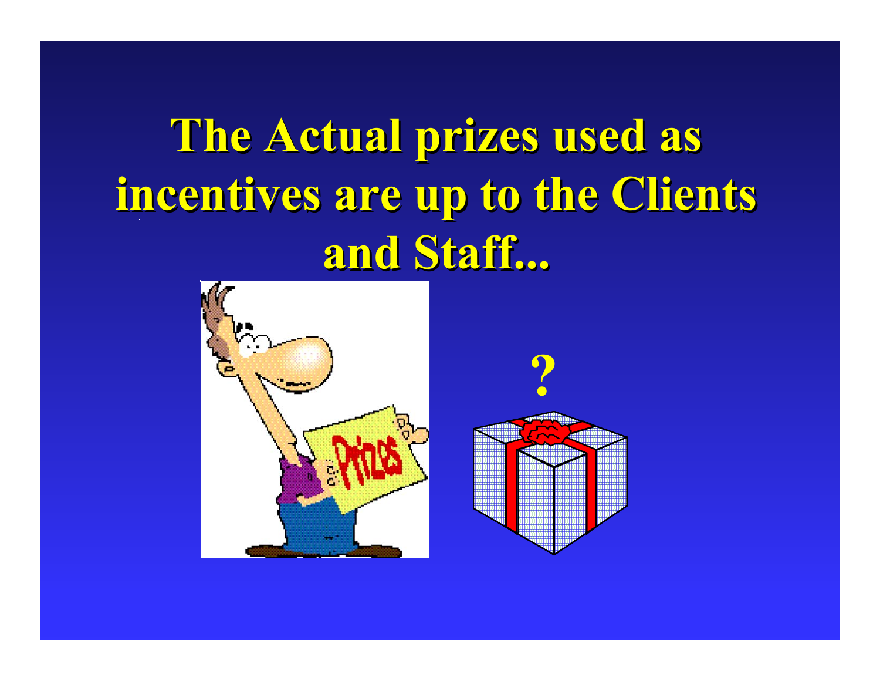# The Actual prizes used as incentives are up to the Clients and Staff...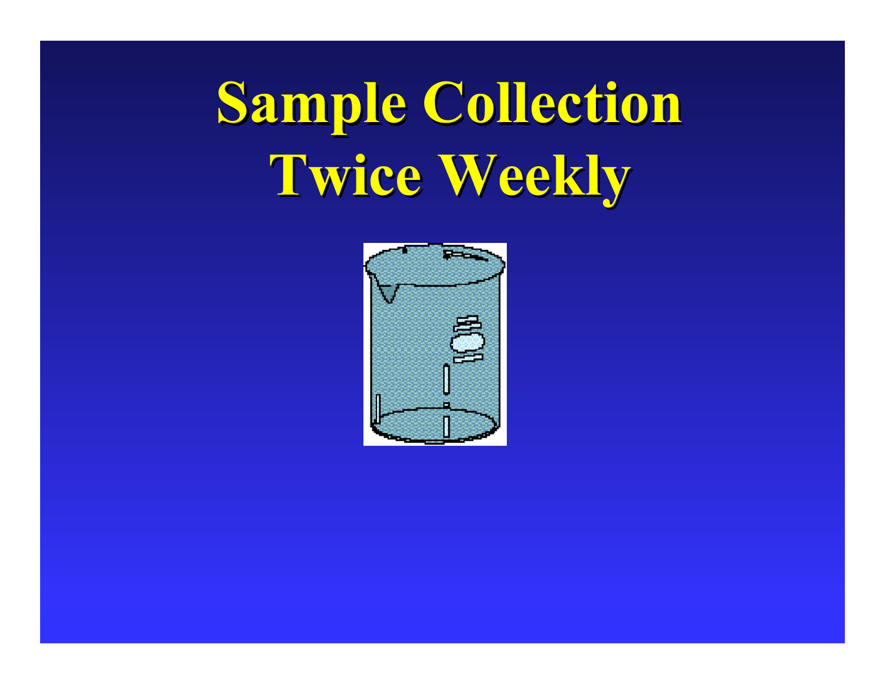# Sample Collection Twice Weekly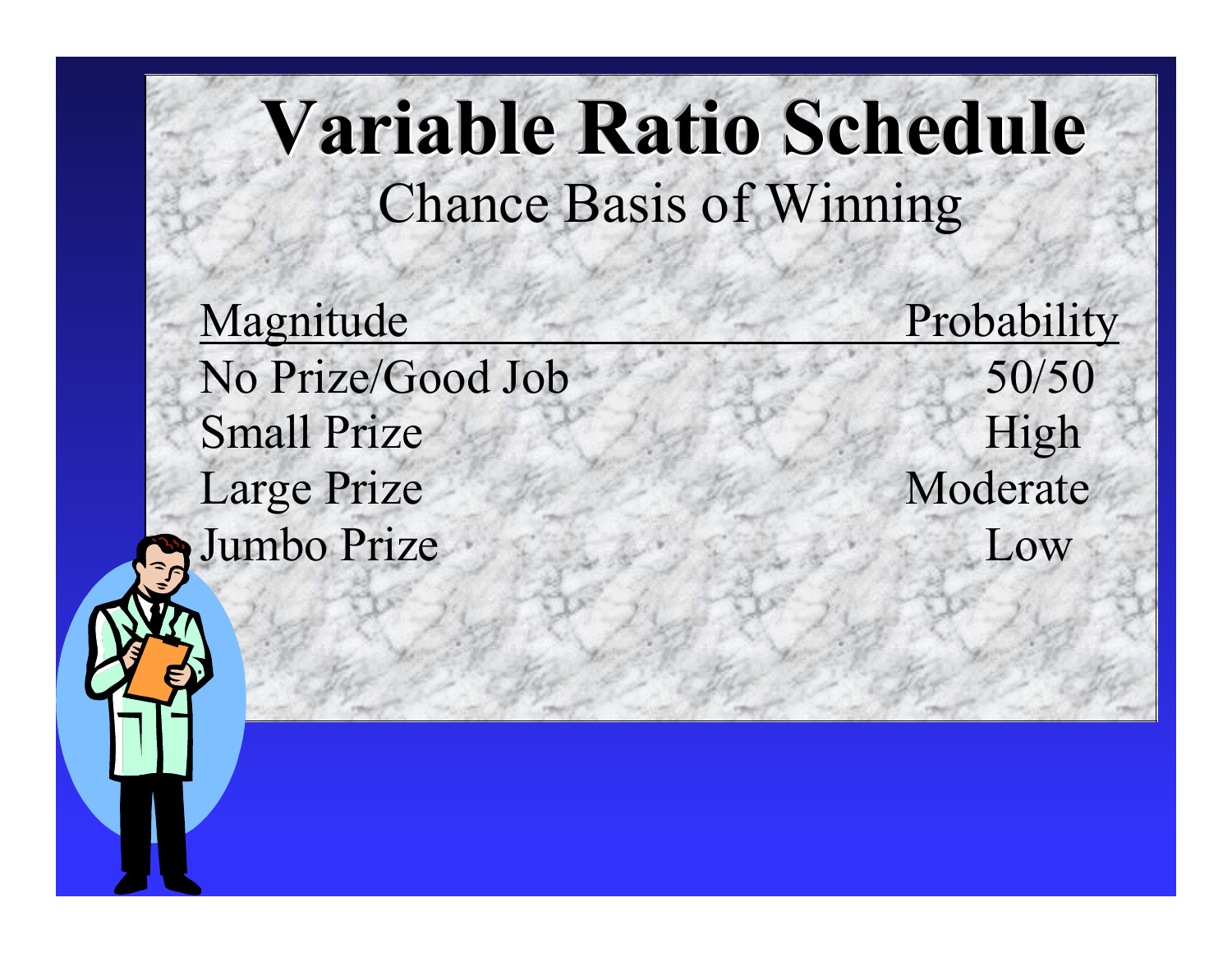# Variable Ratio Schedule

## Chance Basis of Winning

| Magnitude | Probability |
| --- | --- |
| No Prize/Good Job | 50/50 |
| Small Prize | High |
| Large Prize | Moderate |
| Jumbo Prize | Low |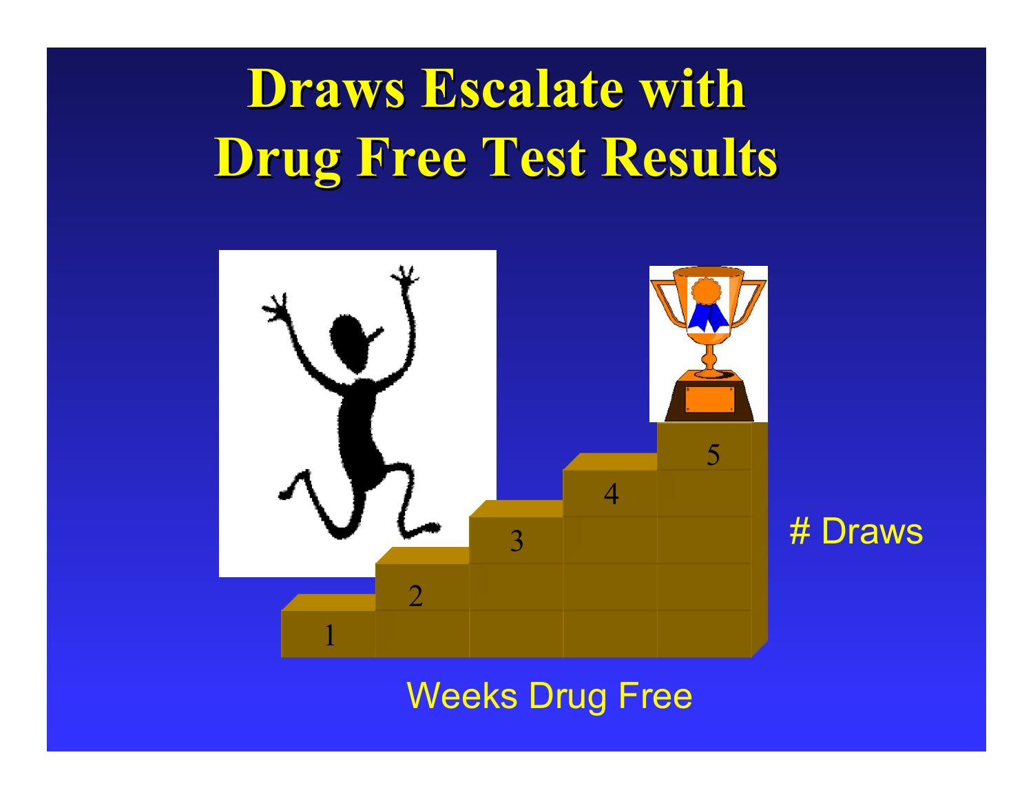# Draws Escalate with Drug Free Test Results

1

2

3

4

5

# Draws

Weeks Drug Free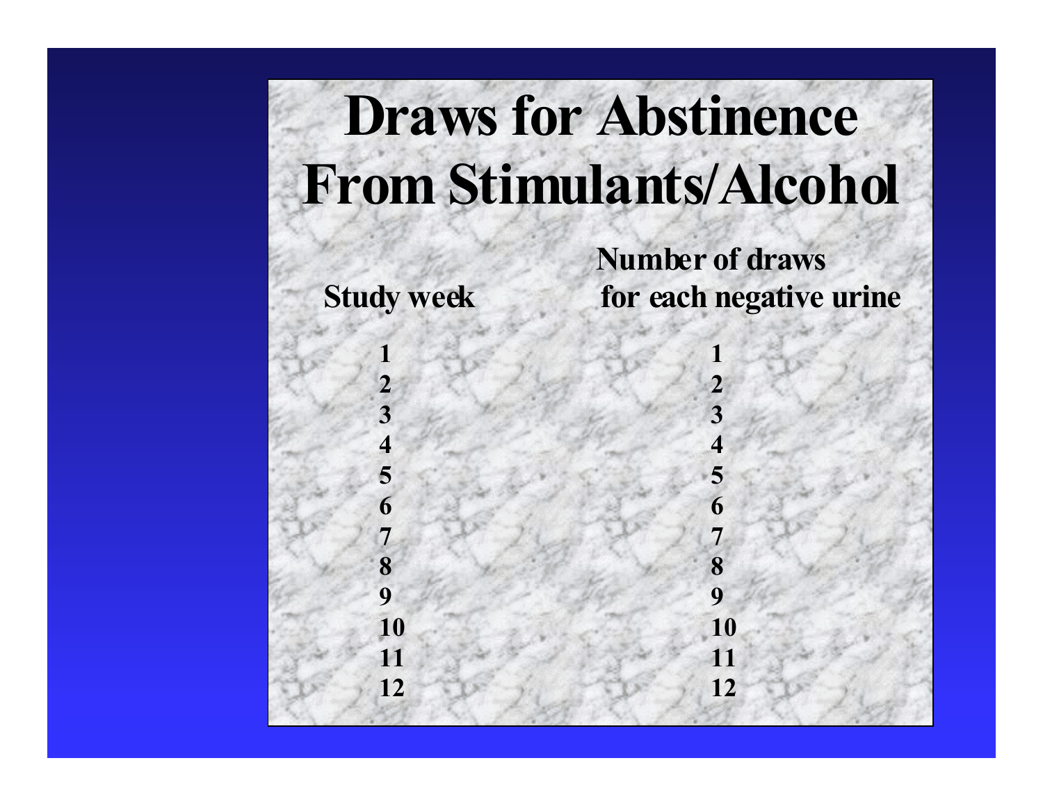# Draws for Abstinence From Stimulants/Alcohol

| Study week | Number of draws for each negative urine |
|---|---|
| 1 | 1 |
| 2 | 2 |
| 3 | 3 |
| 4 | 4 |
| 5 | 5 |
| 6 | 6 |
| 7 | 7 |
| 8 | 8 |
| 9 | 9 |
| 10 | 10 |
| 11 | 11 |
| 12 | 12 |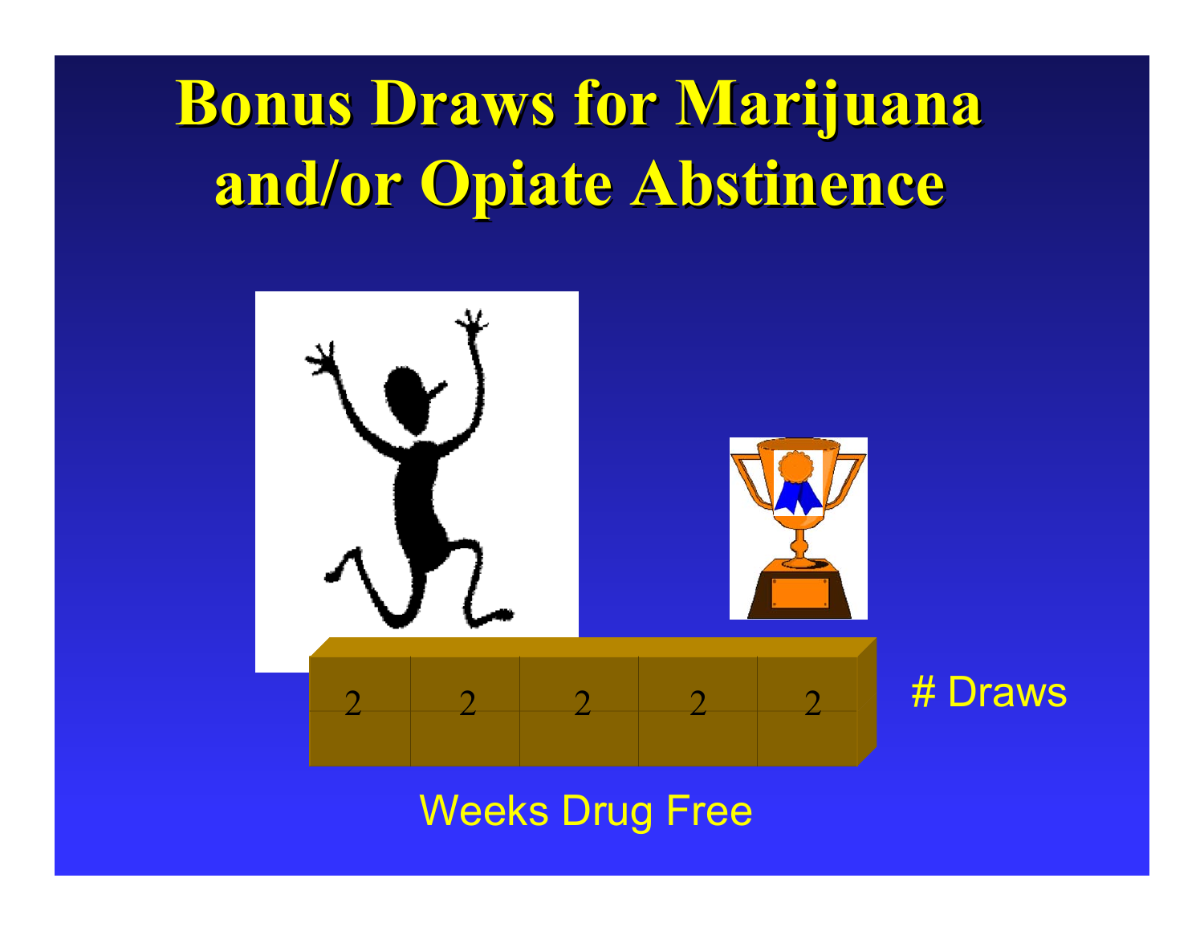# Bonus Draws for Marijuana and/or Opiate Abstinence

| 2 | 2 | 2 | 2 | 2 |
|---|---|---|---|---|

# Draws

Weeks Drug Free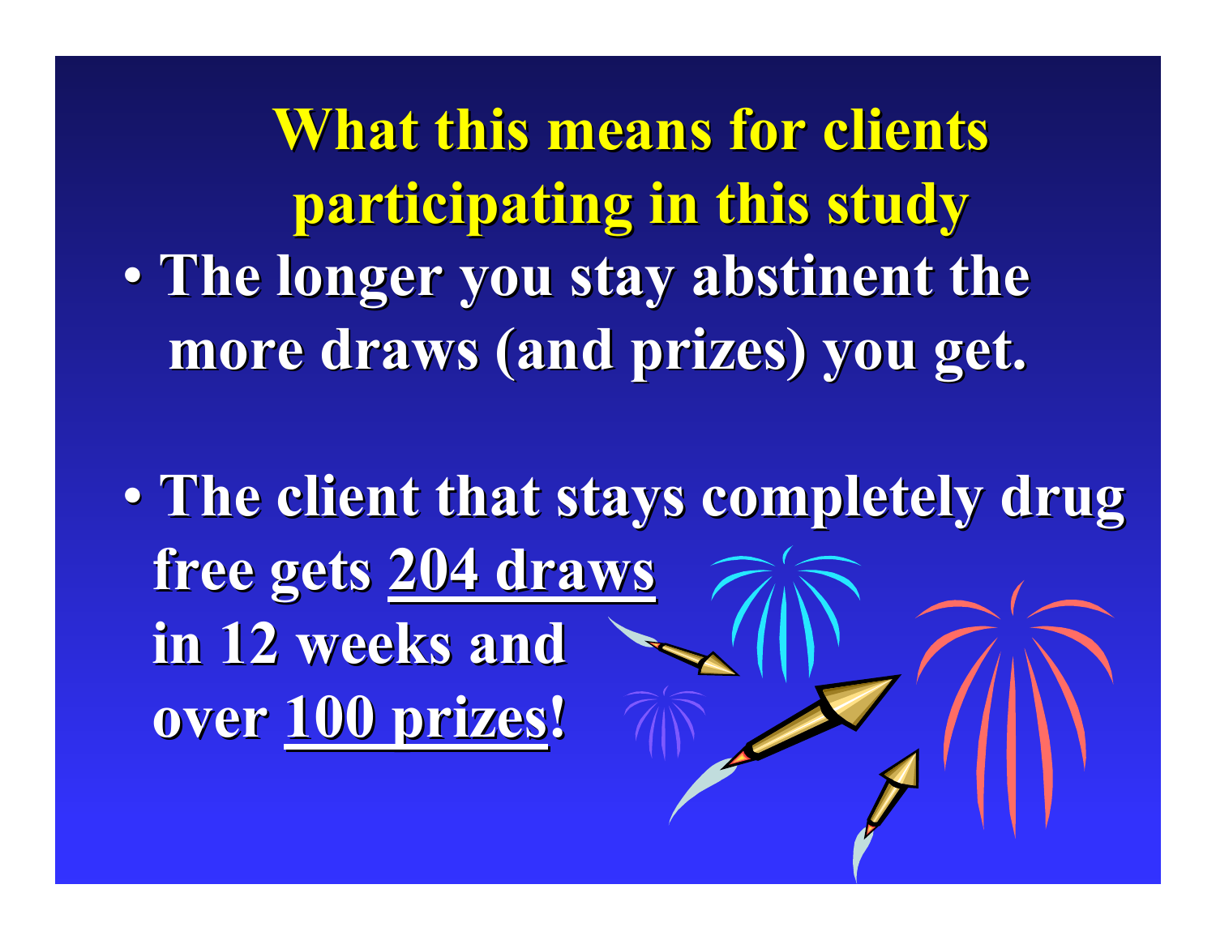# What this means for clients participating in this study

- The longer you stay abstinent the more draws (and prizes) you get.

- The client that stays completely drug free gets 204 draws in 12 weeks and over 100 prizes!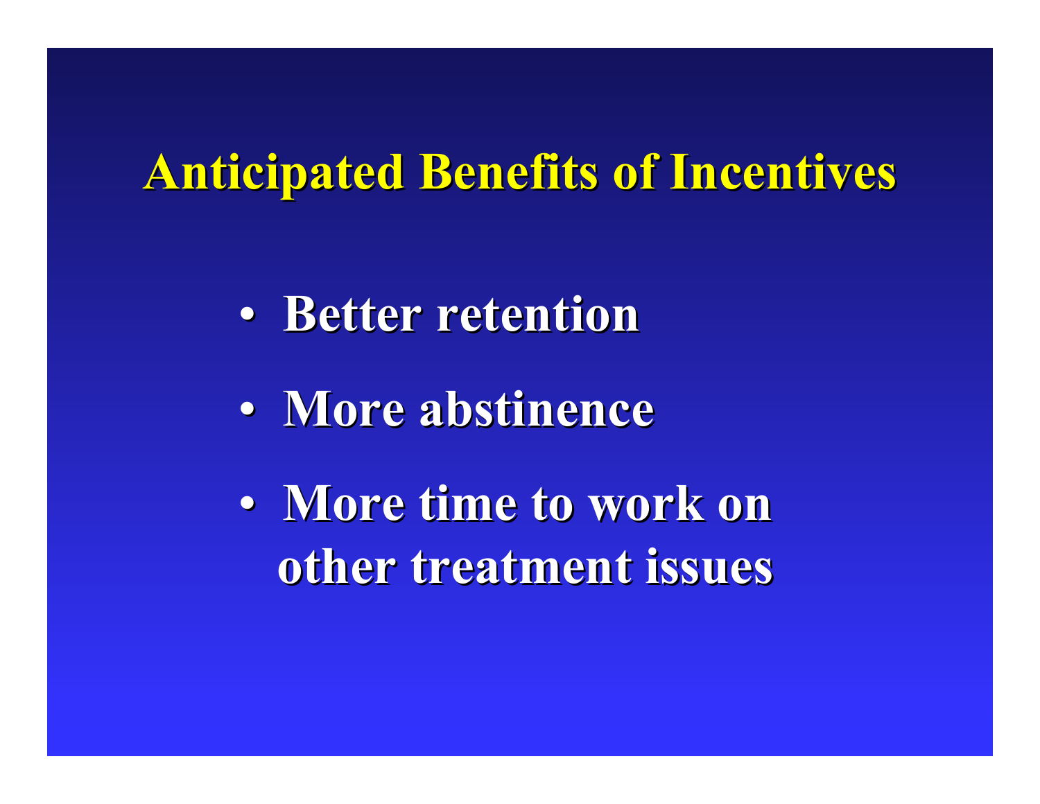# Anticipated Benefits of Incentives

- Better retention
- More abstinence
- More time to work on other treatment issues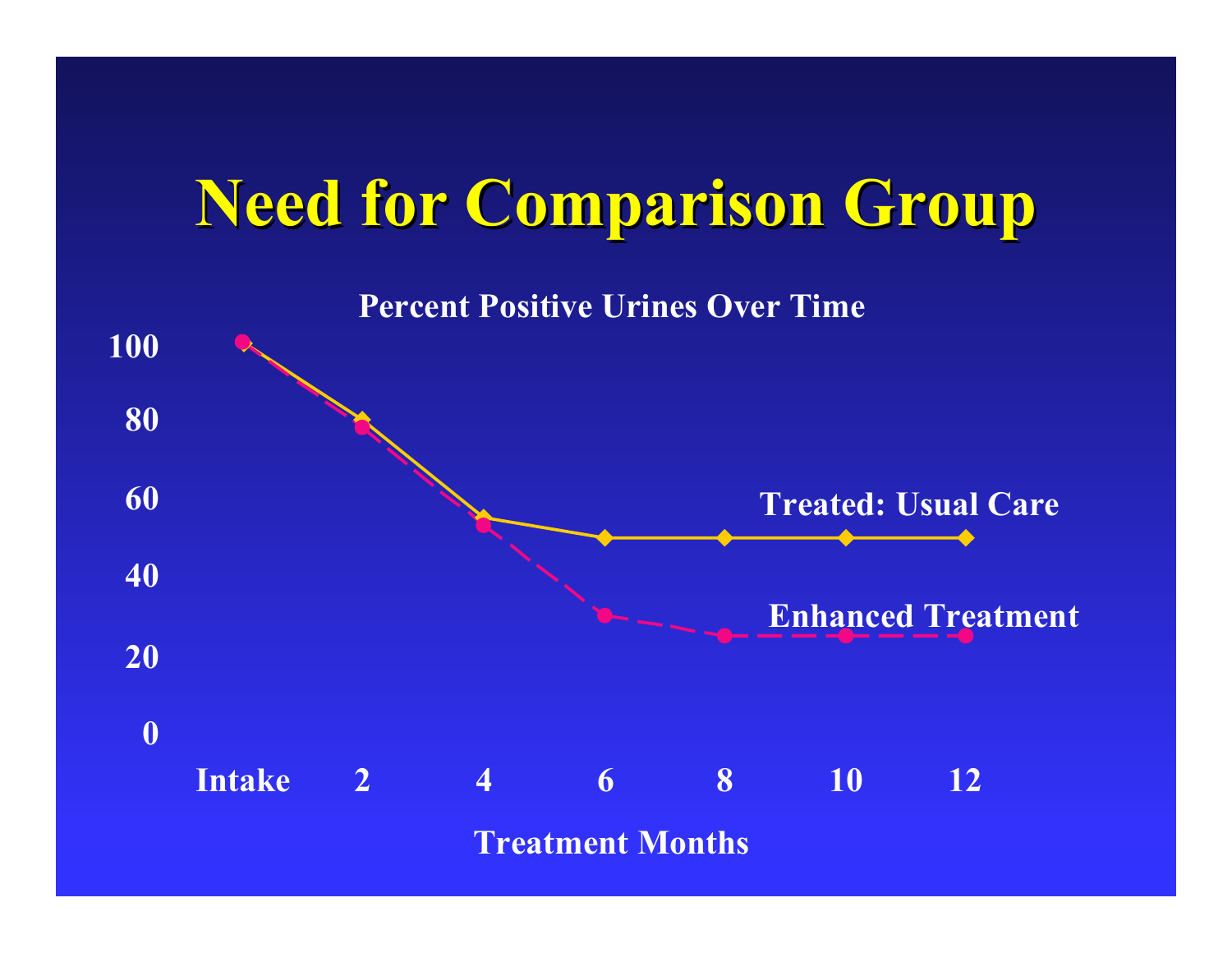# Need for Comparison Group

Percent Positive Urines Over Time

100
80
60
40
20
0

Intake 2 4 6 8 10 12

Treatment Months

Treated: Usual Care

Enhanced Treatment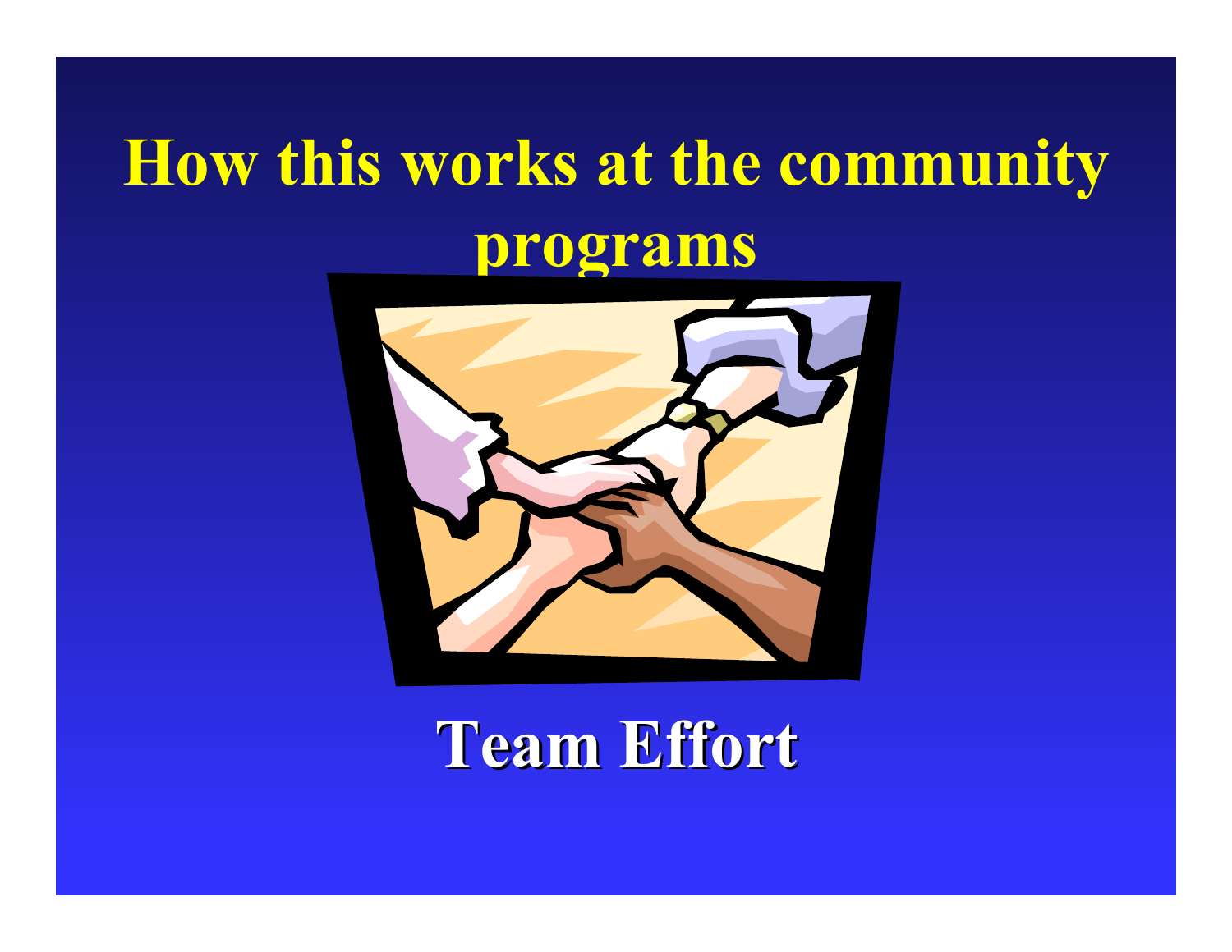# How this works at the community programs

**Team Effort**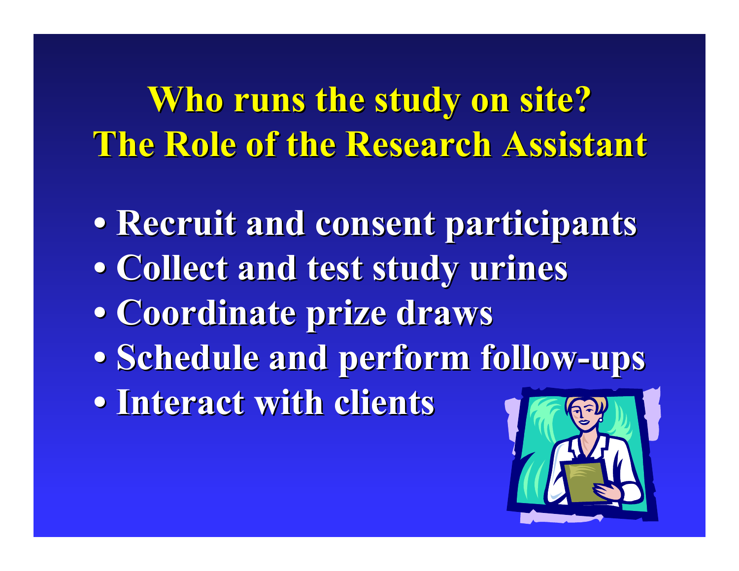# Who runs the study on site?
# The Role of the Research Assistant

- Recruit and consent participants
- Collect and test study urines
- Coordinate prize draws
- Schedule and perform follow-ups
- Interact with clients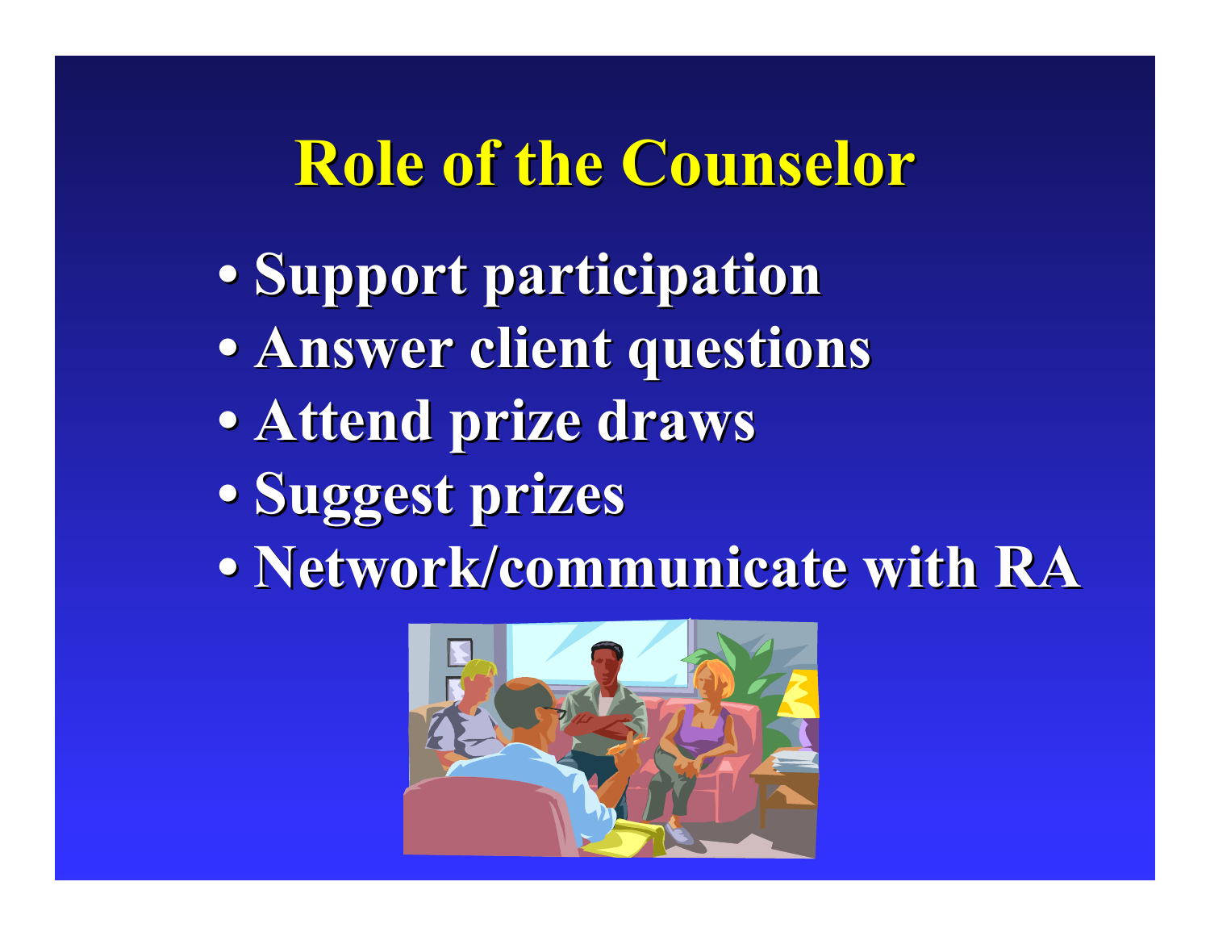# Role of the Counselor

- Support participation
- Answer client questions
- Attend prize draws
- Suggest prizes
- Network/communicate with RA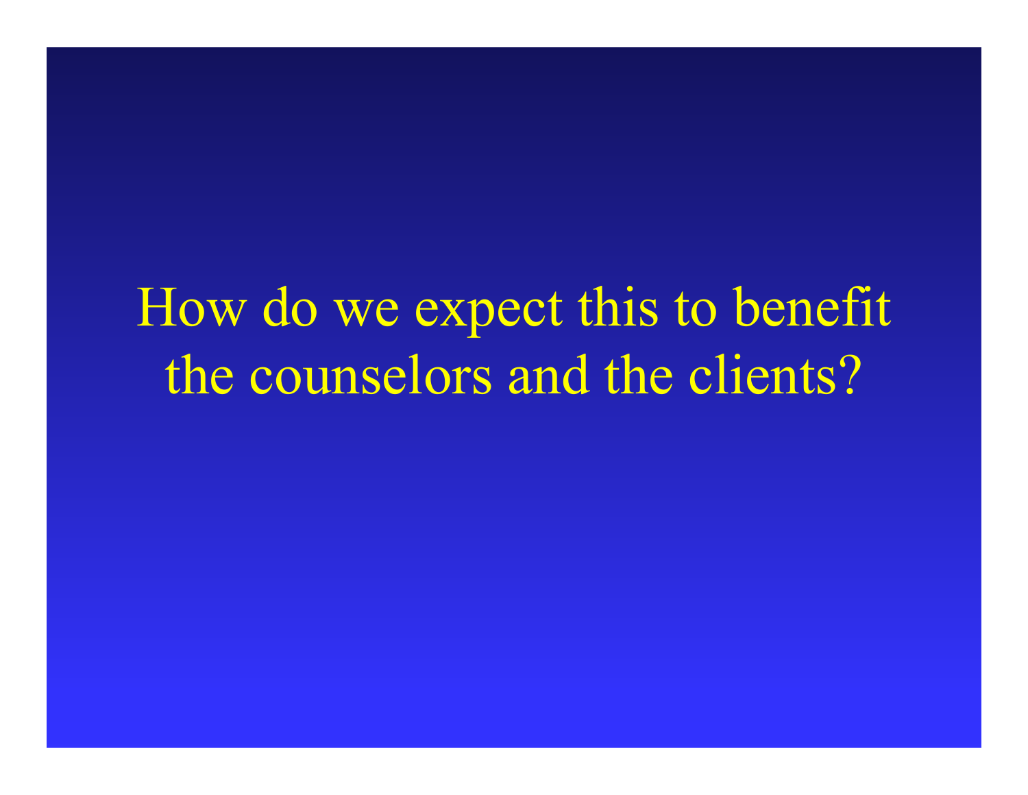# How do we expect this to benefit the counselors and the clients?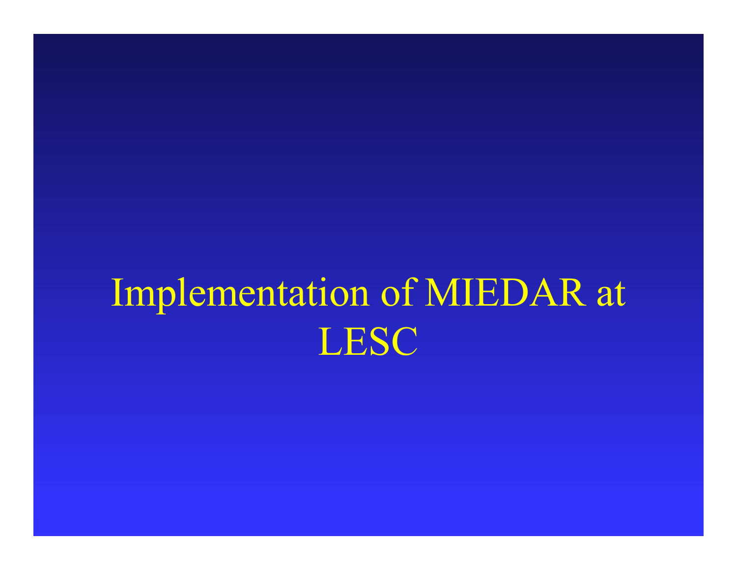# Implementation of MIEDAR at LESC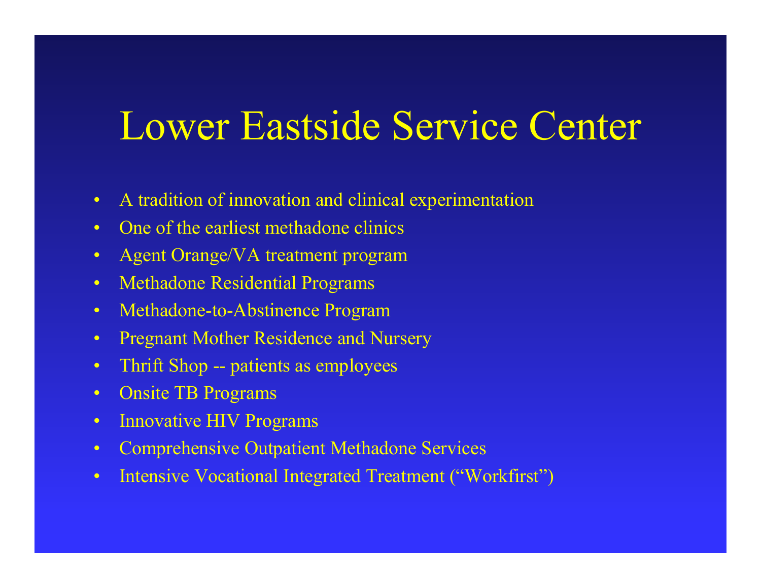# Lower Eastside Service Center

- A tradition of innovation and clinical experimentation
- One of the earliest methadone clinics
- Agent Orange/VA treatment program
- Methadone Residential Programs
- Methadone-to-Abstinence Program
- Pregnant Mother Residence and Nursery
- Thrift Shop -- patients as employees
- Onsite TB Programs
- Innovative HIV Programs
- Comprehensive Outpatient Methadone Services
- Intensive Vocational Integrated Treatment ("Workfirst")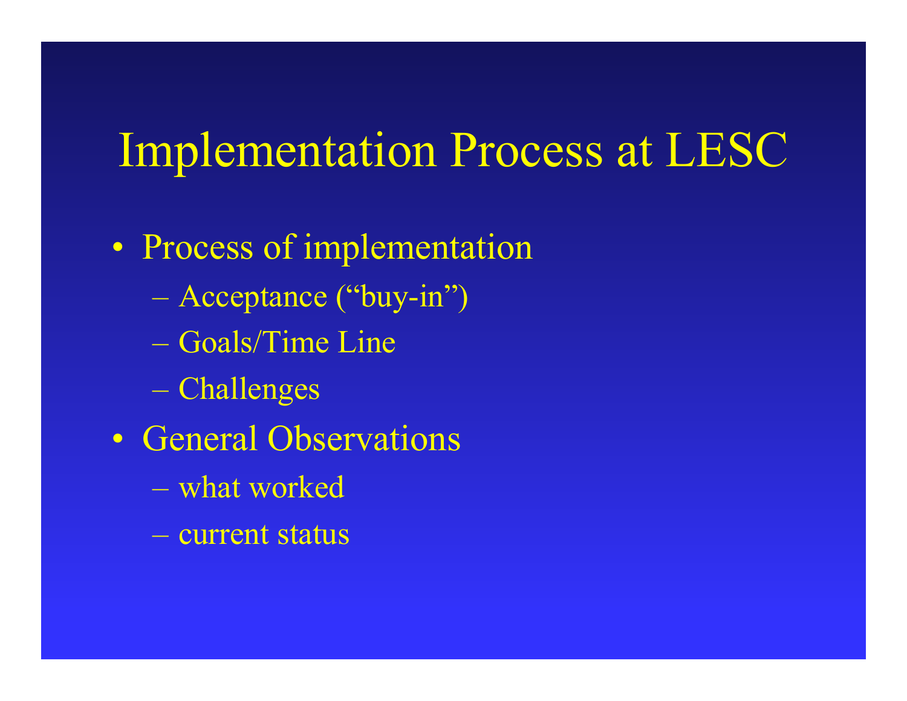# Implementation Process at LESC

- Process of implementation
  - Acceptance (“buy-in”)
  - Goals/Time Line
  - Challenges
- General Observations
  - what worked
  - current status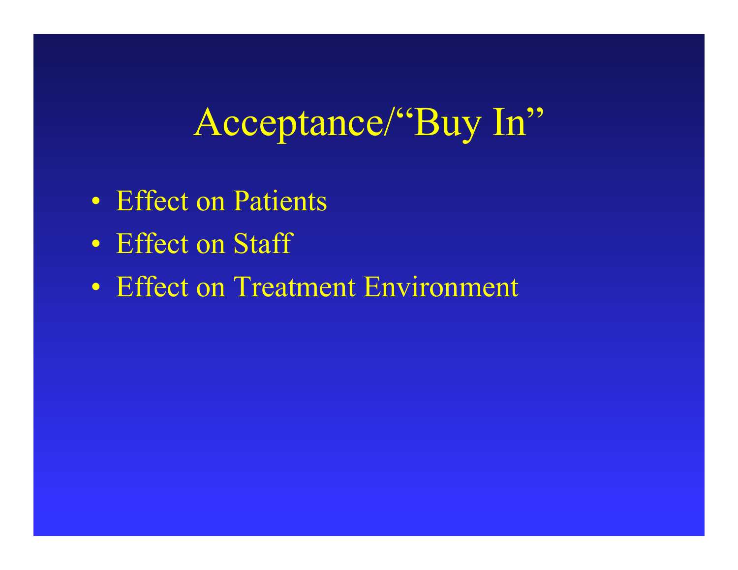# Acceptance/“Buy In”

- Effect on Patients
- Effect on Staff
- Effect on Treatment Environment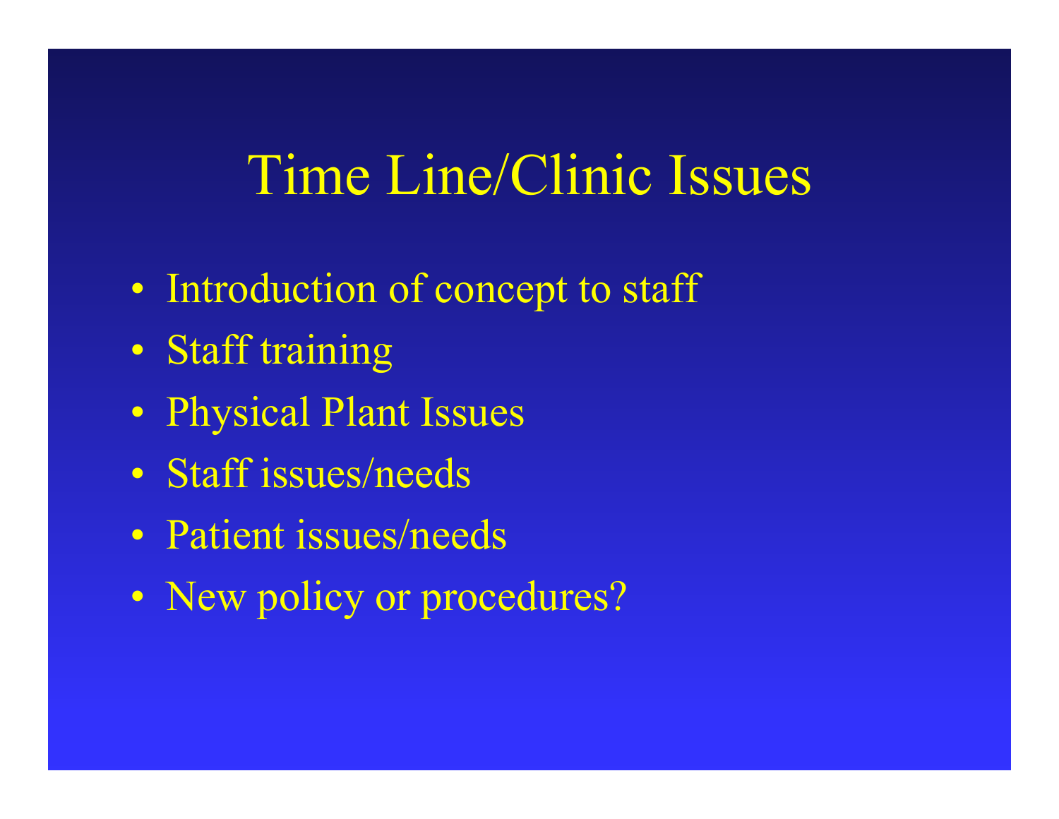# Time Line/Clinic Issues

- Introduction of concept to staff
- Staff training
- Physical Plant Issues
- Staff issues/needs
- Patient issues/needs
- New policy or procedures?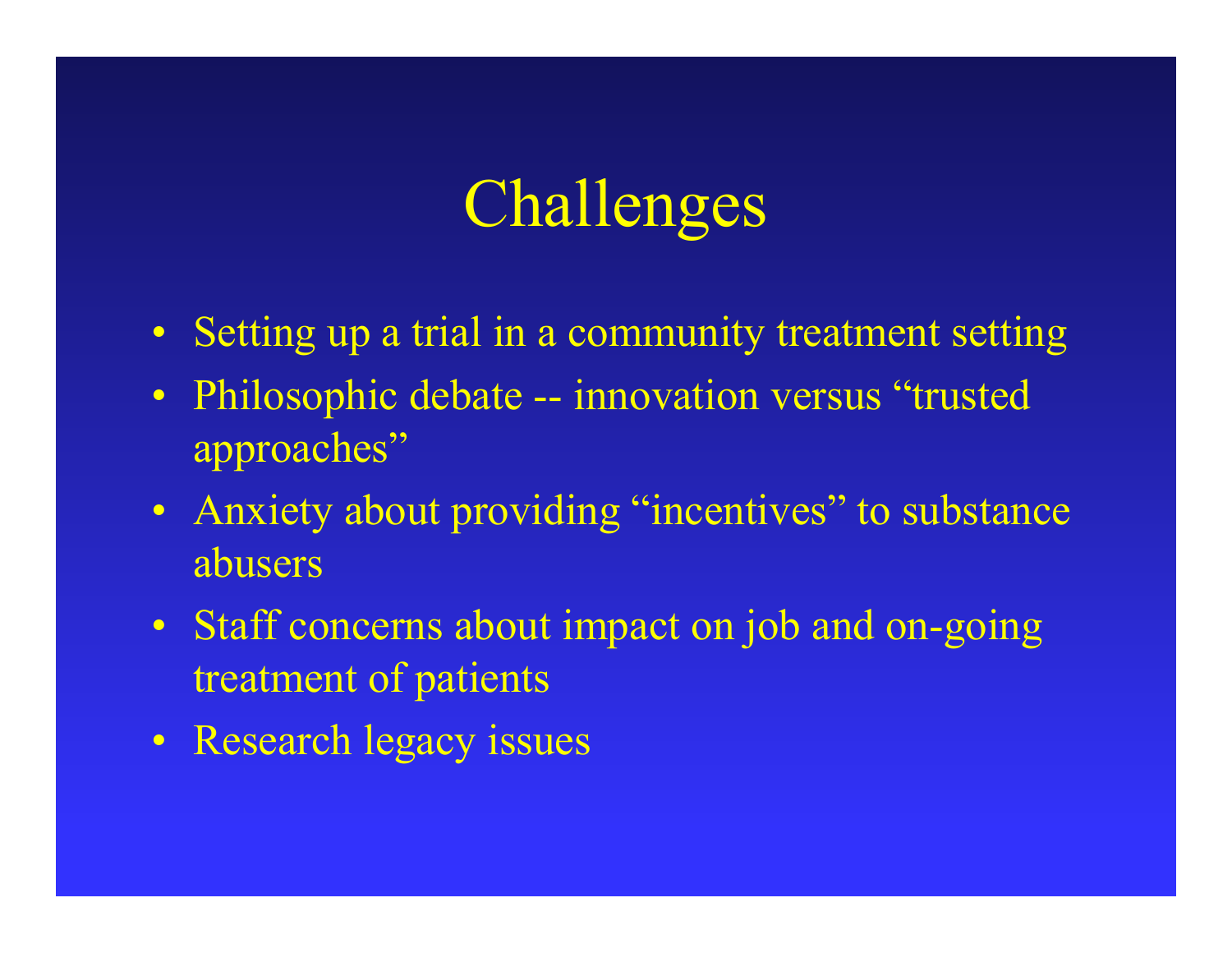# Challenges

- Setting up a trial in a community treatment setting
- Philosophic debate -- innovation versus “trusted approaches”
- Anxiety about providing “incentives” to substance abusers
- Staff concerns about impact on job and on-going treatment of patients
- Research legacy issues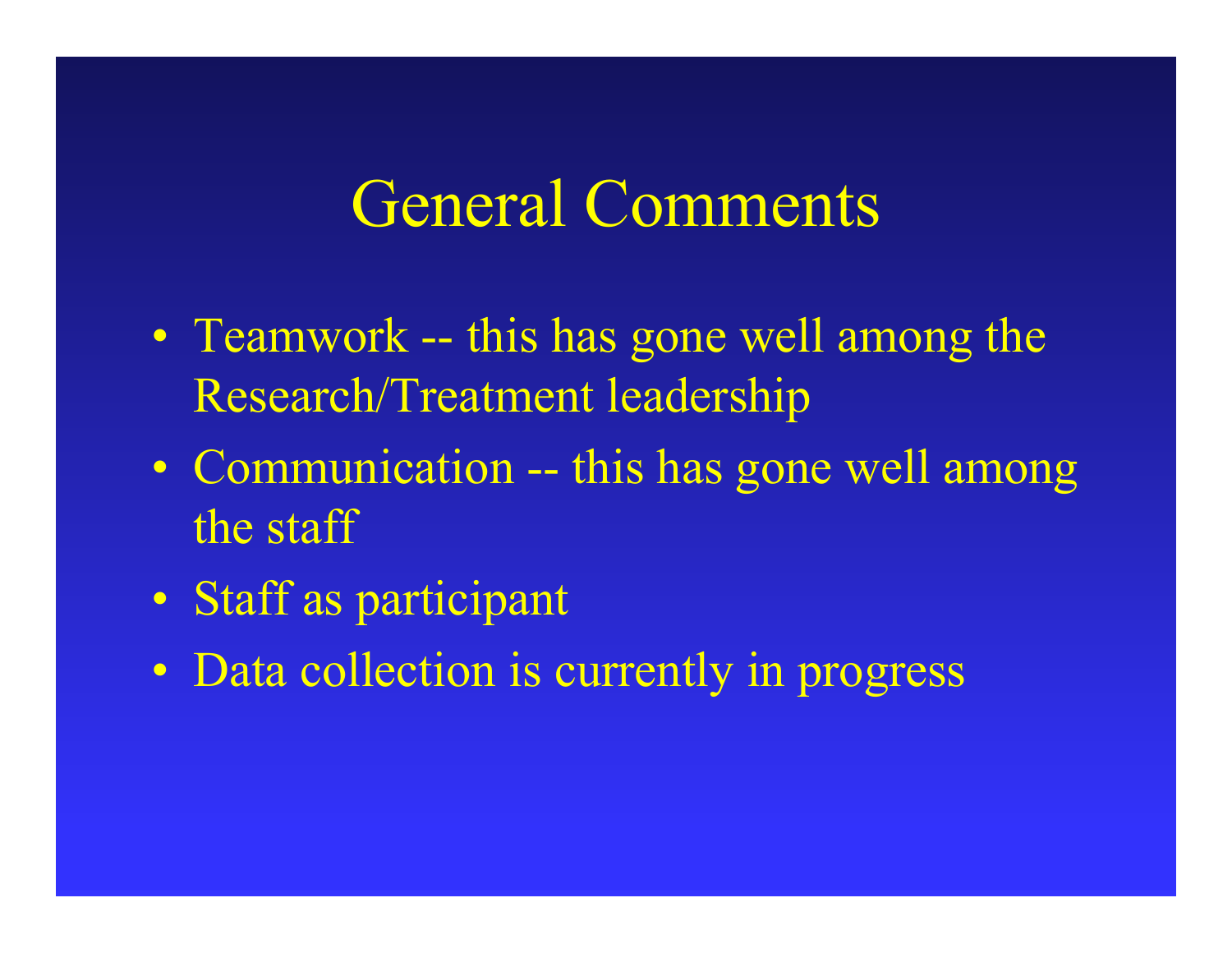# General Comments

- Teamwork -- this has gone well among the Research/Treatment leadership
- Communication -- this has gone well among the staff
- Staff as participant
- Data collection is currently in progress